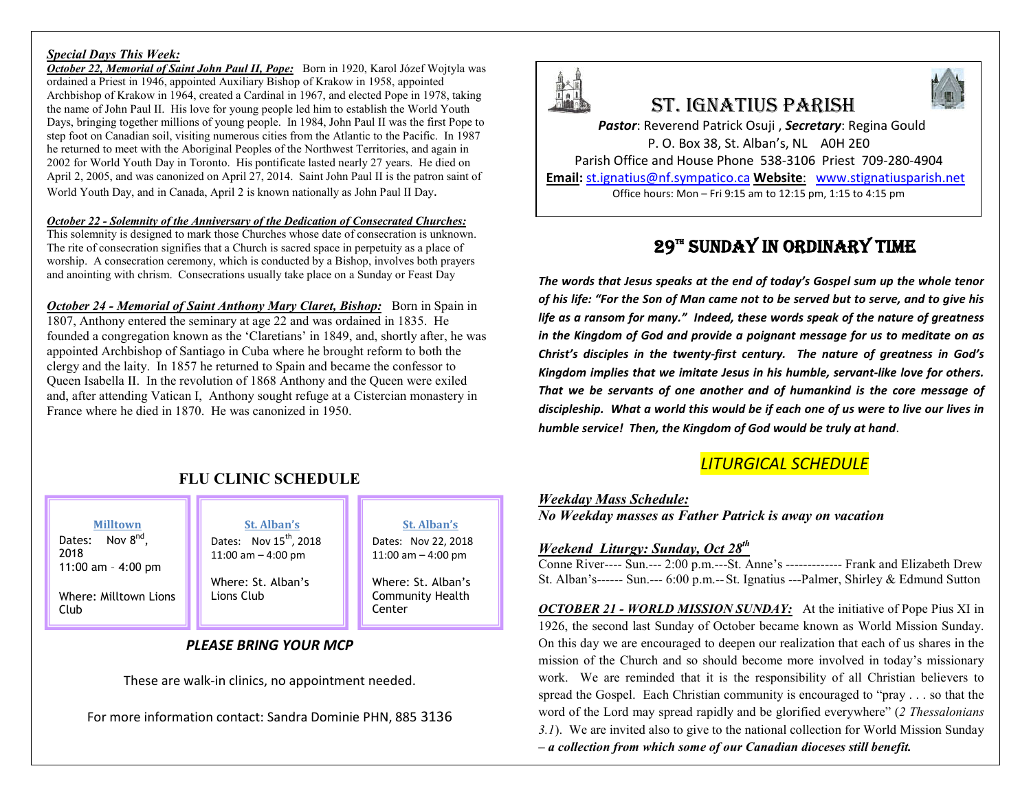***Special Days This Week:***

***October 22, Memorial of Saint John Paul II, Pope:*** Born in 1920, Karol Józef Wojtyla was ordained a Priest in 1946, appointed Auxiliary Bishop of Krakow in 1958, appointed Archbishop of Krakow in 1964, created a Cardinal in 1967, and elected Pope in 1978, taking the name of John Paul II. His love for young people led him to establish the World Youth Days, bringing together millions of young people. In 1984, John Paul II was the first Pope to step foot on Canadian soil, visiting numerous cities from the Atlantic to the Pacific. In 1987 he returned to meet with the Aboriginal Peoples of the Northwest Territories, and again in 2002 for World Youth Day in Toronto. His pontificate lasted nearly 27 years. He died on April 2, 2005, and was canonized on April 27, 2014. Saint John Paul II is the patron saint of World Youth Day, and in Canada, April 2 is known nationally as John Paul II Day.

***October 22 - Solemnity of the Anniversary of the Dedication of Consecrated Churches:*** This solemnity is designed to mark those Churches whose date of consecration is unknown. The rite of consecration signifies that a Church is sacred space in perpetuity as a place of worship. A consecration ceremony, which is conducted by a Bishop, involves both prayers and anointing with chrism. Consecrations usually take place on a Sunday or Feast Day

***October 24 - Memorial of Saint Anthony Mary Claret, Bishop:*** Born in Spain in 1807, Anthony entered the seminary at age 22 and was ordained in 1835. He founded a congregation known as the 'Claretians' in 1849, and, shortly after, he was appointed Archbishop of Santiago in Cuba where he brought reform to both the clergy and the laity. In 1857 he returned to Spain and became the confessor to Queen Isabella II. In the revolution of 1868 Anthony and the Queen were exiled and, after attending Vatican I, Anthony sought refuge at a Cistercian monastery in France where he died in 1870. He was canonized in 1950.

## FLU CLINIC SCHEDULE

| Milltown | St. Alban's | St. Alban's |
|---|---|---|
| Dates: Nov 8th, 2018<br>11:00 am - 4:00 pm | Dates: Nov 15th, 2018<br>11:00 am – 4:00 pm | Dates: Nov 22, 2018<br>11:00 am – 4:00 pm |
| Where: Milltown Lions Club | Where: St. Alban's Lions Club | Where: St. Alban's Community Health Center |

***PLEASE BRING YOUR MCP***

These are walk-in clinics, no appointment needed.

For more information contact: Sandra Dominie PHN, 885 3136

# ST. IGNATIUS PARISH

***Pastor***: Reverend Patrick Osuji , ***Secretary***: Regina Gould
P. O. Box 38, St. Alban's, NL A0H 2E0
Parish Office and House Phone 538-3106 Priest 709-280-4904
**Email:** st.ignatius@nf.sympatico.ca **Website**: www.stignatiusparish.net
Office hours: Mon – Fri 9:15 am to 12:15 pm, 1:15 to 4:15 pm

## 29th SUNDAY IN ORDINARY TIME

***The words that Jesus speaks at the end of today's Gospel sum up the whole tenor of his life: "For the Son of Man came not to be served but to serve, and to give his life as a ransom for many." Indeed, these words speak of the nature of greatness in the Kingdom of God and provide a poignant message for us to meditate on as Christ's disciples in the twenty-first century. The nature of greatness in God's Kingdom implies that we imitate Jesus in his humble, servant-like love for others. That we be servants of one another and of humankind is the core message of discipleship. What a world this would be if each one of us were to live our lives in humble service! Then, the Kingdom of God would be truly at hand.***

## *LITURGICAL SCHEDULE*

***Weekday Mass Schedule:***
***No Weekday masses as Father Patrick is away on vacation***

***Weekend Liturgy: Sunday, Oct 28th***
Conne River---- Sun.--- 2:00 p.m.---St. Anne's ------------- Frank and Elizabeth Drew
St. Alban's------ Sun.--- 6:00 p.m.-- St. Ignatius ---Palmer, Shirley & Edmund Sutton

***OCTOBER 21 - WORLD MISSION SUNDAY:*** At the initiative of Pope Pius XI in 1926, the second last Sunday of October became known as World Mission Sunday. On this day we are encouraged to deepen our realization that each of us shares in the mission of the Church and so should become more involved in today's missionary work. We are reminded that it is the responsibility of all Christian believers to spread the Gospel. Each Christian community is encouraged to "pray . . . so that the word of the Lord may spread rapidly and be glorified everywhere" (*2 Thessalonians 3.1*). We are invited also to give to the national collection for World Mission Sunday ***– a collection from which some of our Canadian dioceses still benefit.***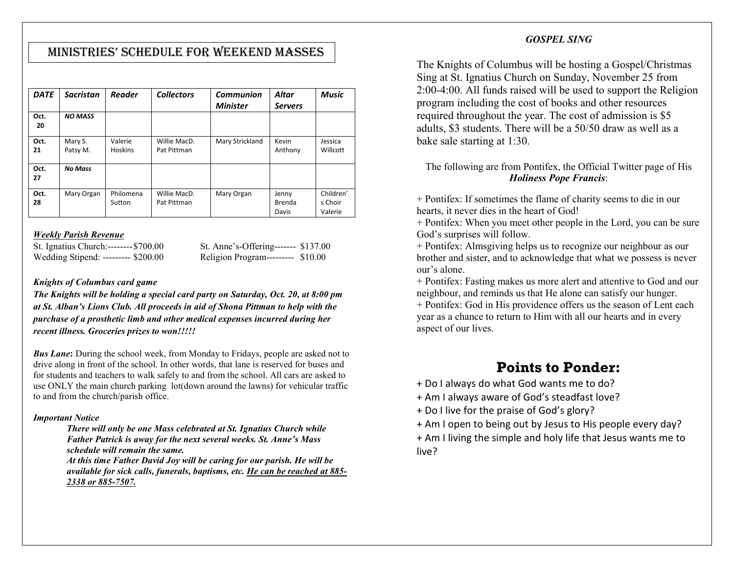# MINISTRIES' SCHEDULE FOR WEEKEND MASSES

| *DATE* | *Sacristan* | *Reader* | *Collectors* | *Communion Minister* | *Altar Servers* | *Music* |
|---|---|---|---|---|---|---|
| **Oct. 20** | ***NO MASS*** | | | | | |
| **Oct. 21** | Mary S. Patsy M. | Valerie Hoskins | Willie MacD. Pat Pittman | Mary Strickland | Kevin Anthony | Jessica Willcott |
| **Oct. 27** | ***No Mass*** | | | | | |
| **Oct. 28** | Mary Organ | Philomena Sutton | Willie MacD. Pat Pittman | Mary Organ | Jenny Brenda Davis | Children's Choir Valerie |

***Weekly Parish Revenue***

St. Ignatius Church:--------$700.00
Wedding Stipend: --------- $200.00
St. Anne's-Offering------- $137.00
Religion Program--------- $10.00

***Knights of Columbus card game***

***The Knights will be holding a special card party on Saturday, Oct. 20, at 8:00 pm at St. Alban's Lions Club. All proceeds in aid of Shona Pittman to help with the purchase of a prosthetic limb and other medical expenses incurred during her recent illness. Groceries prizes to won!!!!!***

***Bus Lane*:** During the school week, from Monday to Fridays, people are asked not to drive along in front of the school. In other words, that lane is reserved for buses and for students and teachers to walk safely to and from the school. All cars are asked to use ONLY the main church parking lot(down around the lawns) for vehicular traffic to and from the church/parish office.

***Important Notice***

> ***There will only be one Mass celebrated at St. Ignatius Church while Father Patrick is away for the next several weeks. St. Anne's Mass schedule will remain the same.***
>
> ***At this time Father David Joy will be caring for our parish. He will be available for sick calls, funerals, baptisms, etc. <u>He can be reached at 885-2338 or 885-7507.</u>***

***GOSPEL SING***

The Knights of Columbus will be hosting a Gospel/Christmas Sing at St. Ignatius Church on Sunday, November 25 from 2:00-4:00. All funds raised will be used to support the Religion program including the cost of books and other resources required throughout the year. The cost of admission is $5 adults, $3 students. There will be a 50/50 draw as well as a bake sale starting at 1:30.

The following are from Pontifex, the Official Twitter page of His ***Holiness Pope Francis***:

+ Pontifex: If sometimes the flame of charity seems to die in our hearts, it never dies in the heart of God!
+ Pontifex: When you meet other people in the Lord, you can be sure God's surprises will follow.
+ Pontifex: Almsgiving helps us to recognize our neighbour as our brother and sister, and to acknowledge that what we possess is never our's alone.
+ Pontifex: Fasting makes us more alert and attentive to God and our neighbour, and reminds us that He alone can satisfy our hunger.
+ Pontifex: God in His providence offers us the season of Lent each year as a chance to return to Him with all our hearts and in every aspect of our lives.

## Points to Ponder:

+ Do I always do what God wants me to do?
+ Am I always aware of God's steadfast love?
+ Do I live for the praise of God's glory?
+ Am I open to being out by Jesus to His people every day?
+ Am I living the simple and holy life that Jesus wants me to live?